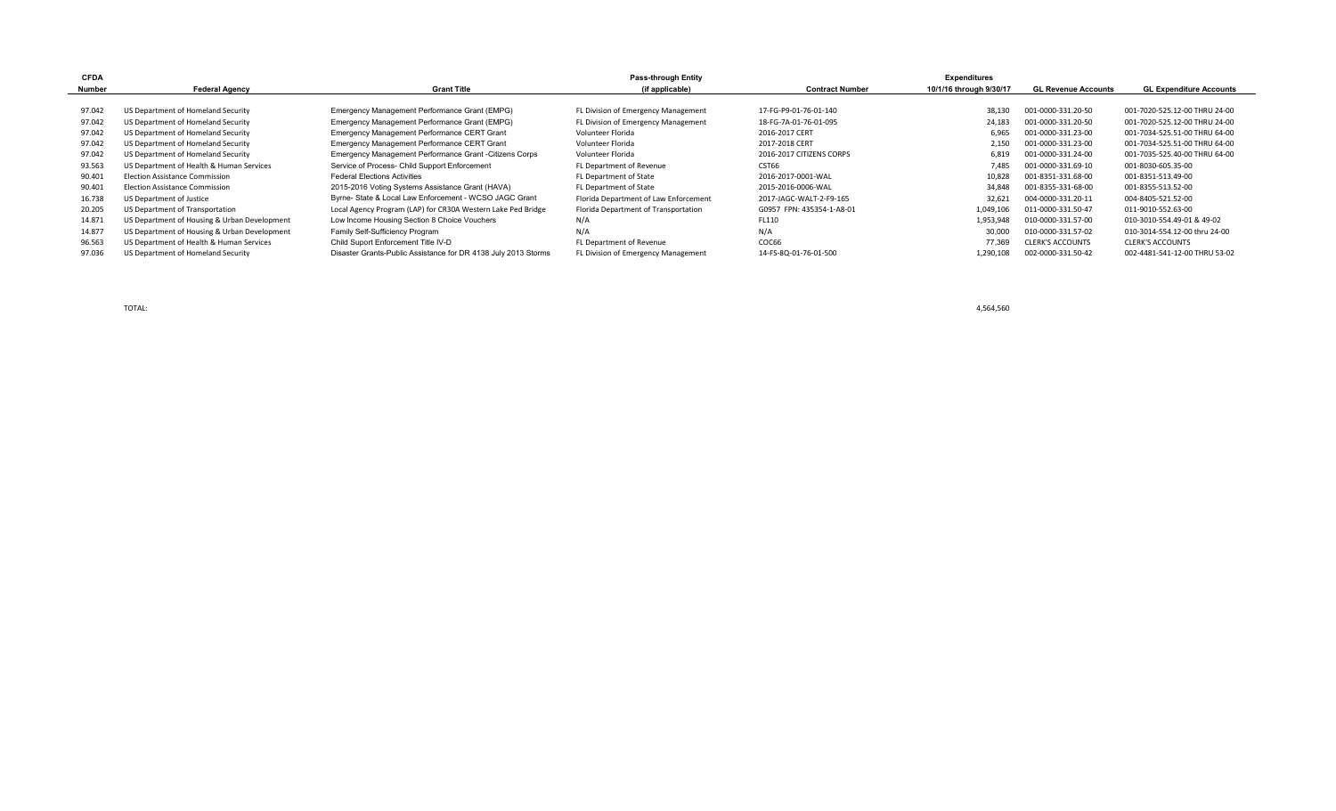| CFDA Number | Federal Agency | Grant Title | Pass-through Entity (if applicable) | Contract Number | Expenditures 10/1/16 through 9/30/17 | GL Revenue Accounts | GL Expenditure Accounts |
|---|---|---|---|---|---|---|---|
| 97.042 | US Department of Homeland Security | Emergency Management Performance Grant (EMPG) | FL Division of Emergency Management | 17-FG-P9-01-76-01-140 | 38,130 | 001-0000-331.20-50 | 001-7020-525.12-00 THRU 24-00 |
| 97.042 | US Department of Homeland Security | Emergency Management Performance Grant (EMPG) | FL Division of Emergency Management | 18-FG-7A-01-76-01-095 | 24,183 | 001-0000-331.20-50 | 001-7020-525.12-00 THRU 24-00 |
| 97.042 | US Department of Homeland Security | Emergency Management Performance CERT Grant | Volunteer Florida | 2016-2017 CERT | 6,965 | 001-0000-331.23-00 | 001-7034-525.51-00 THRU 64-00 |
| 97.042 | US Department of Homeland Security | Emergency Management Performance CERT Grant | Volunteer Florida | 2017-2018 CERT | 2,150 | 001-0000-331.23-00 | 001-7034-525.51-00 THRU 64-00 |
| 97.042 | US Department of Homeland Security | Emergency Management Performance Grant -Citizens Corps | Volunteer Florida | 2016-2017 CITIZENS CORPS | 6,819 | 001-0000-331.24-00 | 001-7035-525.40-00 THRU 64-00 |
| 93.563 | US Department of Health & Human Services | Service of Process- Child Support Enforcement | FL Department of Revenue | CST66 | 7,485 | 001-0000-331.69-10 | 001-8030-605.35-00 |
| 90.401 | Election Assistance Commission | Federal Elections Activities | FL Department of State | 2016-2017-0001-WAL | 10,828 | 001-8351-331.68-00 | 001-8351-513.49-00 |
| 90.401 | Election Assistance Commission | 2015-2016 Voting Systems Assistance Grant (HAVA) | FL Department of State | 2015-2016-0006-WAL | 34,848 | 001-8355-331-68-00 | 001-8355-513.52-00 |
| 16.738 | US Department of Justice | Byrne- State & Local Law Enforcement - WCSO JAGC Grant | Florida Department of Law Enforcement | 2017-JAGC-WALT-2-F9-165 | 32,621 | 004-0000-331.20-11 | 004-8405-521.52-00 |
| 20.205 | US Department of Transportation | Local Agency Program (LAP) for CR30A Western Lake Ped Bridge | Florida Department of Transportation | G0957 FPN: 435354-1-A8-01 | 1,049,106 | 011-0000-331.50-47 | 011-9010-552.63-00 |
| 14.871 | US Department of Housing & Urban Development | Low Income Housing Section 8 Choice Vouchers | N/A | FL110 | 1,953,948 | 010-0000-331.57-00 | 010-3010-554.49-01 & 49-02 |
| 14.877 | US Department of Housing & Urban Development | Family Self-Sufficiency Program | N/A | N/A | 30,000 | 010-0000-331.57-02 | 010-3014-554.12-00 thru 24-00 |
| 96.563 | US Department of Health & Human Services | Child Suport Enforcement Title IV-D | FL Department of Revenue | COC66 | 77,369 | CLERK'S ACCOUNTS | CLERK'S ACCOUNTS |
| 97.036 | US Department of Homeland Security | Disaster Grants-Public Assistance for DR 4138 July 2013 Storms | FL Division of Emergency Management | 14-FS-8Q-01-76-01-500 | 1,290,108 | 002-0000-331.50-42 | 002-4481-541-12-00 THRU 53-02 |
| | TOTAL: | | | | 4,564,560 | | |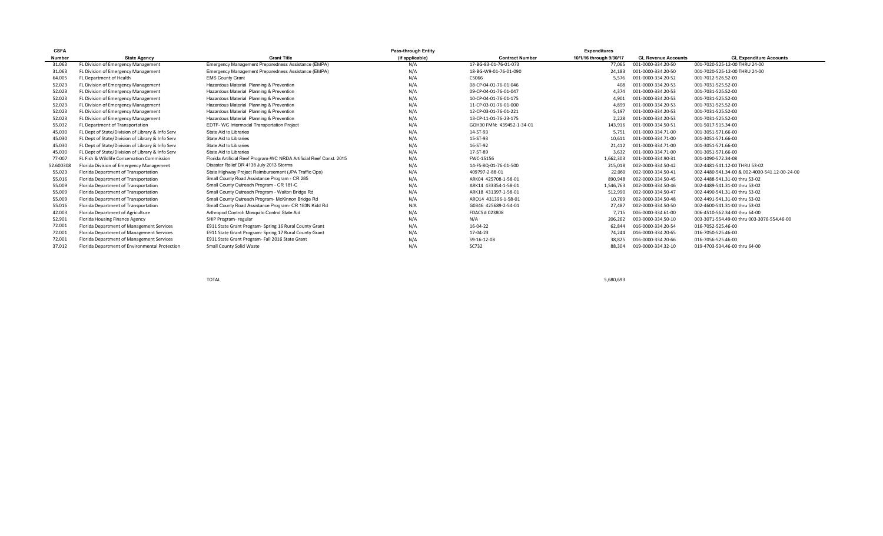| CSFA Number | State Agency | Grant Title | Pass-through Entity (if applicable) | Contract Number | Expenditures 10/1/16 through 9/30/17 | GL Revenue Accounts | GL Expenditure Accounts |
|---|---|---|---|---|---|---|---|
| 31.063 | FL Division of Emergency Management | Emergency Management Preparedness Assistance (EMPA) | N/A | 17-BG-83-01-76-01-073 | 77,065 | 001-0000-334.20-50 | 001-7020-525-12-00 THRU 24-00 |
| 31.063 | FL Division of Emergency Management | Emergency Management Preparedness Assistance (EMPA) | N/A | 18-BG-W9-01-76-01-090 | 24,183 | 001-0000-334.20-50 | 001-7020-525-12-00 THRU 24-00 |
| 64.005 | FL Department of Health | EMS County Grant | N/A | C5066 | 5,576 | 001-0000-334.20-52 | 001-7012-526.52-00 |
| 52.023 | FL Division of Emergency Management | Hazardous Material Planning & Prevention | N/A | 08-CP-04-01-76-01-046 | 408 | 001-0000-334.20-53 | 001-7031-525.52-00 |
| 52.023 | FL Division of Emergency Management | Hazardous Material Planning & Prevention | N/A | 09-CP-04-01-76-01-047 | 4,374 | 001-0000-334.20-53 | 001-7031-525.52-00 |
| 52.023 | FL Division of Emergency Management | Hazardous Material Planning & Prevention | N/A | 10-CP-04-01-76-01-175 | 4,901 | 001-0000-334.20-53 | 001-7031-525.52-00 |
| 52.023 | FL Division of Emergency Management | Hazardous Material Planning & Prevention | N/A | 11-CP-03-01-76-01-000 | 4,899 | 001-0000-334.20-53 | 001-7031-525.52-00 |
| 52.023 | FL Division of Emergency Management | Hazardous Material Planning & Prevention | N/A | 12-CP-03-01-76-01-221 | 5,197 | 001-0000-334.20-53 | 001-7031-525.52-00 |
| 52.023 | FL Division of Emergency Management | Hazardous Material Planning & Prevention | N/A | 13-CP-11-01-76-23-175 | 2,228 | 001-0000-334.20-53 | 001-7031-525.52-00 |
| 55.032 | FL Department of Transportation | EDTF- WC Intermodal Transportation Project | N/A | GOH30 FMN: 439452-1-34-01 | 143,916 | 001-0000-334.50-51 | 001-5017-515.34-00 |
| 45.030 | FL Dept of State/Division of Library & Info Serv | State Aid to Libraries | N/A | 14-ST-93 | 5,751 | 001-0000-334.71-00 | 001-3051-571.66-00 |
| 45.030 | FL Dept of State/Division of Library & Info Serv | State Aid to Libraries | N/A | 15-ST-93 | 10,611 | 001-0000-334.71-00 | 001-3051-571.66-00 |
| 45.030 | FL Dept of State/Division of Library & Info Serv | State Aid to Libraries | N/A | 16-ST-92 | 21,412 | 001-0000-334.71-00 | 001-3051-571.66-00 |
| 45.030 | FL Dept of State/Division of Library & Info Serv | State Aid to Libraries | N/A | 17-ST-89 | 3,632 | 001-0000-334.71-00 | 001-3051-571.66-00 |
| 77-007 | FL Fish & Wildlife Conservation Commission | Florida Artificial Reef Program-WC NRDA Artificial Reef Const. 2015 | N/A | FWC-15156 | 1,662,303 | 001-0000-334.90-31 | 001-1090-572.34-08 |
| 52.600308 | Florida Division of Emergency Management | Disaster Relief DR 4138 July 2013 Storms | N/A | 14-FS-8Q-01-76-01-500 | 215,018 | 002-0000-334.50-42 | 002-4481-541.12-00 THRU 53-02 |
| 55.023 | Florida Department of Transportation | State Highway Project Reimbursement (JPA Traffic Ops) | N/A | 409797-2-88-01 | 22,069 | 002-0000-334.50-41 | 002-4480-541.34-00 & 002-4000-541.12-00-24-00 |
| 55.016 | Florida Department of Transportation | Small County Road Assistance Program - CR 285 | N/A | ARK04 425708-1-58-01 | 890,948 | 002-0000-334.50-45 | 002-4488-541.31-00 thru 53-02 |
| 55.009 | Florida Department of Transportation | Small County Outreach Program - CR 181-C | N/A | ARK14 433354-1-58-01 | 1,546,763 | 002-0000-334.50-46 | 002-4489-541.31-00 thru 53-02 |
| 55.009 | Florida Department of Transportation | Small County Outreach Program - Walton Bridge Rd | N/A | ARK18 431397-1-58-01 | 512,990 | 002-0000-334.50-47 | 002-4490-541.31-00 thru 53-02 |
| 55.009 | Florida Department of Transportation | Small County Outreach Program- McKinnon Bridge Rd | N/A | ARO14 431396-1-58-01 | 10,769 | 002-0000-334.50-48 | 002-4491-541.31-00 thru 53-02 |
| 55.016 | Florida Department of Transportation | Small County Road Assistance Program- CR 183N Kidd Rd | N/A | G0346 425689-2-54-01 | 27,487 | 002-0000-334.50-50 | 002-4600-541.31-00 thru 53-02 |
| 42.003 | Florida Department of Agriculture | Arthropod Control- Mosquito Control State Aid | N/A | FDACS # 023808 | 7,715 | 006-0000-334.61-00 | 006-4510-562.34-00 thru 64-00 |
| 52.901 | Florida Housing Finance Agency | SHIP Program- regular | N/A | N/A | 206,262 | 003-0000-334.50-10 | 003-3071-554.49-00 thru 003-3076-554.46-00 |
| 72.001 | Florida Department of Management Services | E911 State Grant Program- Spring 16 Rural County Grant | N/A | 16-04-22 | 62,844 | 016-0000-334.20-54 | 016-7052-525.46-00 |
| 72.001 | Florida Department of Management Services | E911 State Grant Program- Spring 17 Rural County Grant | N/A | 17-04-23 | 74,244 | 016-0000-334.20-65 | 016-7050-525.46-00 |
| 72.001 | Florida Department of Management Services | E911 State Grant Program- Fall 2016 State Grant | N/A | S9-16-12-08 | 38,825 | 016-0000-334.20-66 | 016-7056-525.46-00 |
| 37.012 | Florida Department of Environmental Protection | Small County Solid Waste | N/A | SC732 | 88,304 | 019-0000-334.32-10 | 019-4703-534.46-00 thru 64-00 |
| | | TOTAL | | | 5,680,693 | | |